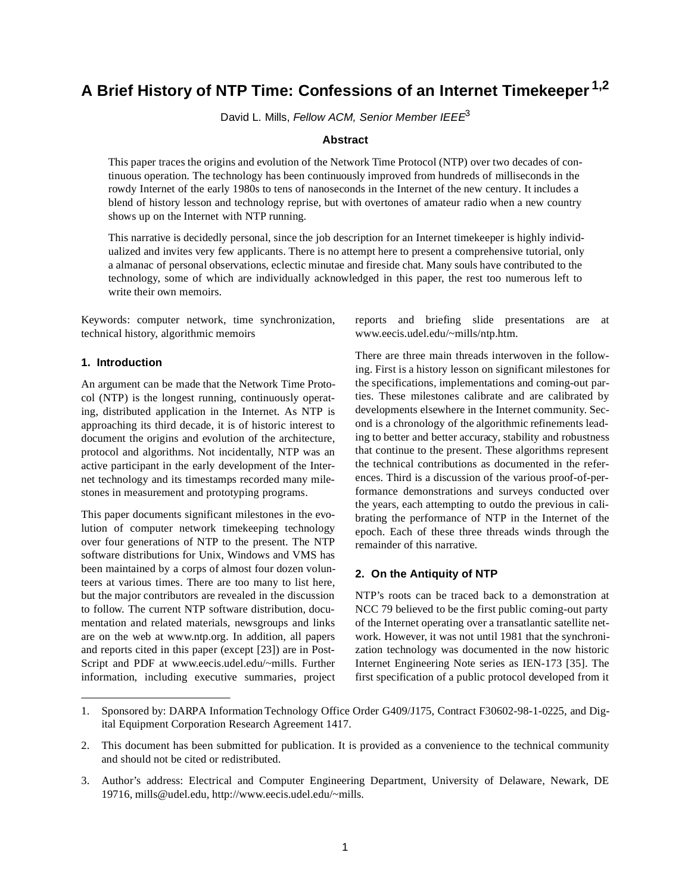# A Brief History of NTP Time: Confessions of an Internet Timekeeper [1,2]

David L. Mills, *Fellow ACM, Senior Member IEEE*[3]

### Abstract

This paper traces the origins and evolution of the Network Time Protocol (NTP) over two decades of continuous operation. The technology has been continuously improved from hundreds of milliseconds in the rowdy Internet of the early 1980s to tens of nanoseconds in the Internet of the new century. It includes a blend of history lesson and technology reprise, but with overtones of amateur radio when a new country shows up on the Internet with NTP running.

This narrative is decidedly personal, since the job description for an Internet timekeeper is highly individualized and invites very few applicants. There is no attempt here to present a comprehensive tutorial, only a almanac of personal observations, eclectic minutae and fireside chat. Many souls have contributed to the technology, some of which are individually acknowledged in this paper, the rest too numerous left to write their own memoirs.

Keywords: computer network, time synchronization, technical history, algorithmic memoirs

## 1. Introduction

An argument can be made that the Network Time Protocol (NTP) is the longest running, continuously operating, distributed application in the Internet. As NTP is approaching its third decade, it is of historic interest to document the origins and evolution of the architecture, protocol and algorithms. Not incidentally, NTP was an active participant in the early development of the Internet technology and its timestamps recorded many milestones in measurement and prototyping programs.

This paper documents significant milestones in the evolution of computer network timekeeping technology over four generations of NTP to the present. The NTP software distributions for Unix, Windows and VMS has been maintained by a corps of almost four dozen volunteers at various times. There are too many to list here, but the major contributors are revealed in the discussion to follow. The current NTP software distribution, documentation and related materials, newsgroups and links are on the web at www.ntp.org. In addition, all papers and reports cited in this paper (except [23]) are in PostScript and PDF at www.eecis.udel.edu/~mills. Further information, including executive summaries, project reports and briefing slide presentations are at www.eecis.udel.edu/~mills/ntp.htm.

There are three main threads interwoven in the following. First is a history lesson on significant milestones for the specifications, implementations and coming-out parties. These milestones calibrate and are calibrated by developments elsewhere in the Internet community. Second is a chronology of the algorithmic refinements leading to better and better accuracy, stability and robustness that continue to the present. These algorithms represent the technical contributions as documented in the references. Third is a discussion of the various proof-of-performance demonstrations and surveys conducted over the years, each attempting to outdo the previous in calibrating the performance of NTP in the Internet of the epoch. Each of these three threads winds through the remainder of this narrative.

## 2. On the Antiquity of NTP

NTP's roots can be traced back to a demonstration at NCC 79 believed to be the first public coming-out party of the Internet operating over a transatlantic satellite network. However, it was not until 1981 that the synchronization technology was documented in the now historic Internet Engineering Note series as IEN-173 [35]. The first specification of a public protocol developed from it

---

1. Sponsored by: DARPA Information Technology Office Order G409/J175, Contract F30602-98-1-0225, and Digital Equipment Corporation Research Agreement 1417.

2. This document has been submitted for publication. It is provided as a convenience to the technical community and should not be cited or redistributed.

3. Author's address: Electrical and Computer Engineering Department, University of Delaware, Newark, DE 19716, mills@udel.edu, http://www.eecis.udel.edu/~mills.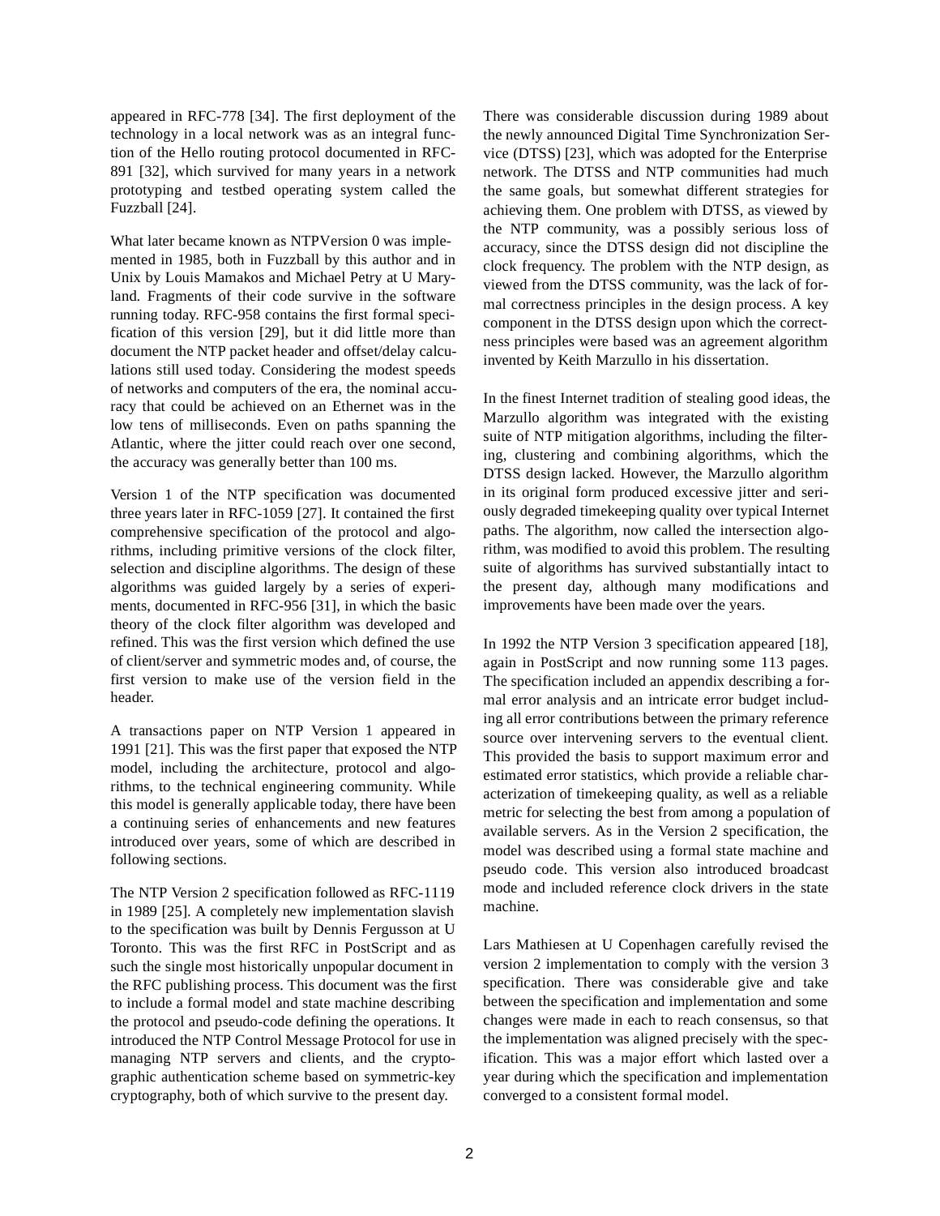appeared in RFC-778 [34]. The first deployment of the technology in a local network was as an integral function of the Hello routing protocol documented in RFC-891 [32], which survived for many years in a network prototyping and testbed operating system called the Fuzzball [24].

What later became known as NTPVersion 0 was implemented in 1985, both in Fuzzball by this author and in Unix by Louis Mamakos and Michael Petry at U Maryland. Fragments of their code survive in the software running today. RFC-958 contains the first formal specification of this version [29], but it did little more than document the NTP packet header and offset/delay calculations still used today. Considering the modest speeds of networks and computers of the era, the nominal accuracy that could be achieved on an Ethernet was in the low tens of milliseconds. Even on paths spanning the Atlantic, where the jitter could reach over one second, the accuracy was generally better than 100 ms.

Version 1 of the NTP specification was documented three years later in RFC-1059 [27]. It contained the first comprehensive specification of the protocol and algorithms, including primitive versions of the clock filter, selection and discipline algorithms. The design of these algorithms was guided largely by a series of experiments, documented in RFC-956 [31], in which the basic theory of the clock filter algorithm was developed and refined. This was the first version which defined the use of client/server and symmetric modes and, of course, the first version to make use of the version field in the header.

A transactions paper on NTP Version 1 appeared in 1991 [21]. This was the first paper that exposed the NTP model, including the architecture, protocol and algorithms, to the technical engineering community. While this model is generally applicable today, there have been a continuing series of enhancements and new features introduced over years, some of which are described in following sections.

The NTP Version 2 specification followed as RFC-1119 in 1989 [25]. A completely new implementation slavish to the specification was built by Dennis Fergusson at U Toronto. This was the first RFC in PostScript and as such the single most historically unpopular document in the RFC publishing process. This document was the first to include a formal model and state machine describing the protocol and pseudo-code defining the operations. It introduced the NTP Control Message Protocol for use in managing NTP servers and clients, and the cryptographic authentication scheme based on symmetric-key cryptography, both of which survive to the present day.

There was considerable discussion during 1989 about the newly announced Digital Time Synchronization Service (DTSS) [23], which was adopted for the Enterprise network. The DTSS and NTP communities had much the same goals, but somewhat different strategies for achieving them. One problem with DTSS, as viewed by the NTP community, was a possibly serious loss of accuracy, since the DTSS design did not discipline the clock frequency. The problem with the NTP design, as viewed from the DTSS community, was the lack of formal correctness principles in the design process. A key component in the DTSS design upon which the correctness principles were based was an agreement algorithm invented by Keith Marzullo in his dissertation.

In the finest Internet tradition of stealing good ideas, the Marzullo algorithm was integrated with the existing suite of NTP mitigation algorithms, including the filtering, clustering and combining algorithms, which the DTSS design lacked. However, the Marzullo algorithm in its original form produced excessive jitter and seriously degraded timekeeping quality over typical Internet paths. The algorithm, now called the intersection algorithm, was modified to avoid this problem. The resulting suite of algorithms has survived substantially intact to the present day, although many modifications and improvements have been made over the years.

In 1992 the NTP Version 3 specification appeared [18], again in PostScript and now running some 113 pages. The specification included an appendix describing a formal error analysis and an intricate error budget including all error contributions between the primary reference source over intervening servers to the eventual client. This provided the basis to support maximum error and estimated error statistics, which provide a reliable characterization of timekeeping quality, as well as a reliable metric for selecting the best from among a population of available servers. As in the Version 2 specification, the model was described using a formal state machine and pseudo code. This version also introduced broadcast mode and included reference clock drivers in the state machine.

Lars Mathiesen at U Copenhagen carefully revised the version 2 implementation to comply with the version 3 specification. There was considerable give and take between the specification and implementation and some changes were made in each to reach consensus, so that the implementation was aligned precisely with the specification. This was a major effort which lasted over a year during which the specification and implementation converged to a consistent formal model.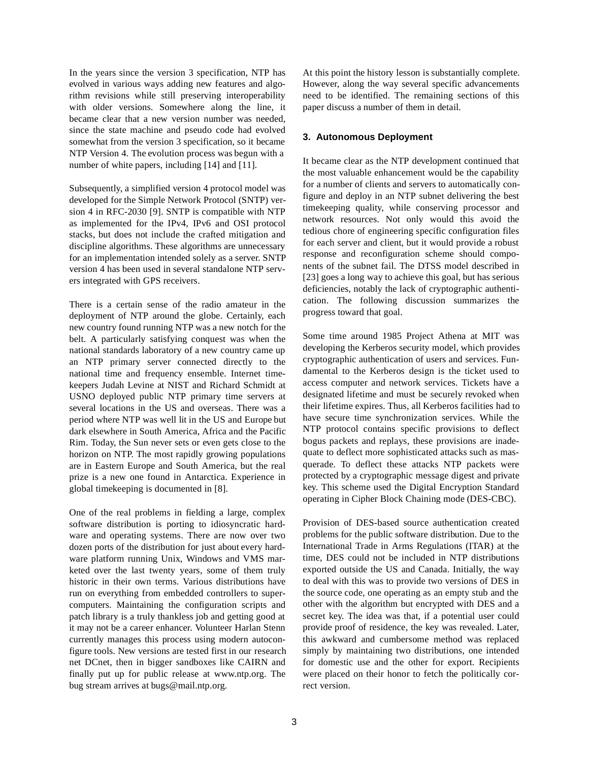In the years since the version 3 specification, NTP has evolved in various ways adding new features and algorithm revisions while still preserving interoperability with older versions. Somewhere along the line, it became clear that a new version number was needed, since the state machine and pseudo code had evolved somewhat from the version 3 specification, so it became NTP Version 4. The evolution process was begun with a number of white papers, including [14] and [11].

Subsequently, a simplified version 4 protocol model was developed for the Simple Network Protocol (SNTP) version 4 in RFC-2030 [9]. SNTP is compatible with NTP as implemented for the IPv4, IPv6 and OSI protocol stacks, but does not include the crafted mitigation and discipline algorithms. These algorithms are unnecessary for an implementation intended solely as a server. SNTP version 4 has been used in several standalone NTP servers integrated with GPS receivers.

There is a certain sense of the radio amateur in the deployment of NTP around the globe. Certainly, each new country found running NTP was a new notch for the belt. A particularly satisfying conquest was when the national standards laboratory of a new country came up an NTP primary server connected directly to the national time and frequency ensemble. Internet timekeepers Judah Levine at NIST and Richard Schmidt at USNO deployed public NTP primary time servers at several locations in the US and overseas. There was a period where NTP was well lit in the US and Europe but dark elsewhere in South America, Africa and the Pacific Rim. Today, the Sun never sets or even gets close to the horizon on NTP. The most rapidly growing populations are in Eastern Europe and South America, but the real prize is a new one found in Antarctica. Experience in global timekeeping is documented in [8].

One of the real problems in fielding a large, complex software distribution is porting to idiosyncratic hardware and operating systems. There are now over two dozen ports of the distribution for just about every hardware platform running Unix, Windows and VMS marketed over the last twenty years, some of them truly historic in their own terms. Various distributions have run on everything from embedded controllers to supercomputers. Maintaining the configuration scripts and patch library is a truly thankless job and getting good at it may not be a career enhancer. Volunteer Harlan Stenn currently manages this process using modern autoconfigure tools. New versions are tested first in our research net DCnet, then in bigger sandboxes like CAIRN and finally put up for public release at www.ntp.org. The bug stream arrives at bugs@mail.ntp.org.

At this point the history lesson is substantially complete. However, along the way several specific advancements need to be identified. The remaining sections of this paper discuss a number of them in detail.

## 3. Autonomous Deployment

It became clear as the NTP development continued that the most valuable enhancement would be the capability for a number of clients and servers to automatically configure and deploy in an NTP subnet delivering the best timekeeping quality, while conserving processor and network resources. Not only would this avoid the tedious chore of engineering specific configuration files for each server and client, but it would provide a robust response and reconfiguration scheme should components of the subnet fail. The DTSS model described in [23] goes a long way to achieve this goal, but has serious deficiencies, notably the lack of cryptographic authentication. The following discussion summarizes the progress toward that goal.

Some time around 1985 Project Athena at MIT was developing the Kerberos security model, which provides cryptographic authentication of users and services. Fundamental to the Kerberos design is the ticket used to access computer and network services. Tickets have a designated lifetime and must be securely revoked when their lifetime expires. Thus, all Kerberos facilities had to have secure time synchronization services. While the NTP protocol contains specific provisions to deflect bogus packets and replays, these provisions are inadequate to deflect more sophisticated attacks such as masquerade. To deflect these attacks NTP packets were protected by a cryptographic message digest and private key. This scheme used the Digital Encryption Standard operating in Cipher Block Chaining mode (DES-CBC).

Provision of DES-based source authentication created problems for the public software distribution. Due to the International Trade in Arms Regulations (ITAR) at the time, DES could not be included in NTP distributions exported outside the US and Canada. Initially, the way to deal with this was to provide two versions of DES in the source code, one operating as an empty stub and the other with the algorithm but encrypted with DES and a secret key. The idea was that, if a potential user could provide proof of residence, the key was revealed. Later, this awkward and cumbersome method was replaced simply by maintaining two distributions, one intended for domestic use and the other for export. Recipients were placed on their honor to fetch the politically correct version.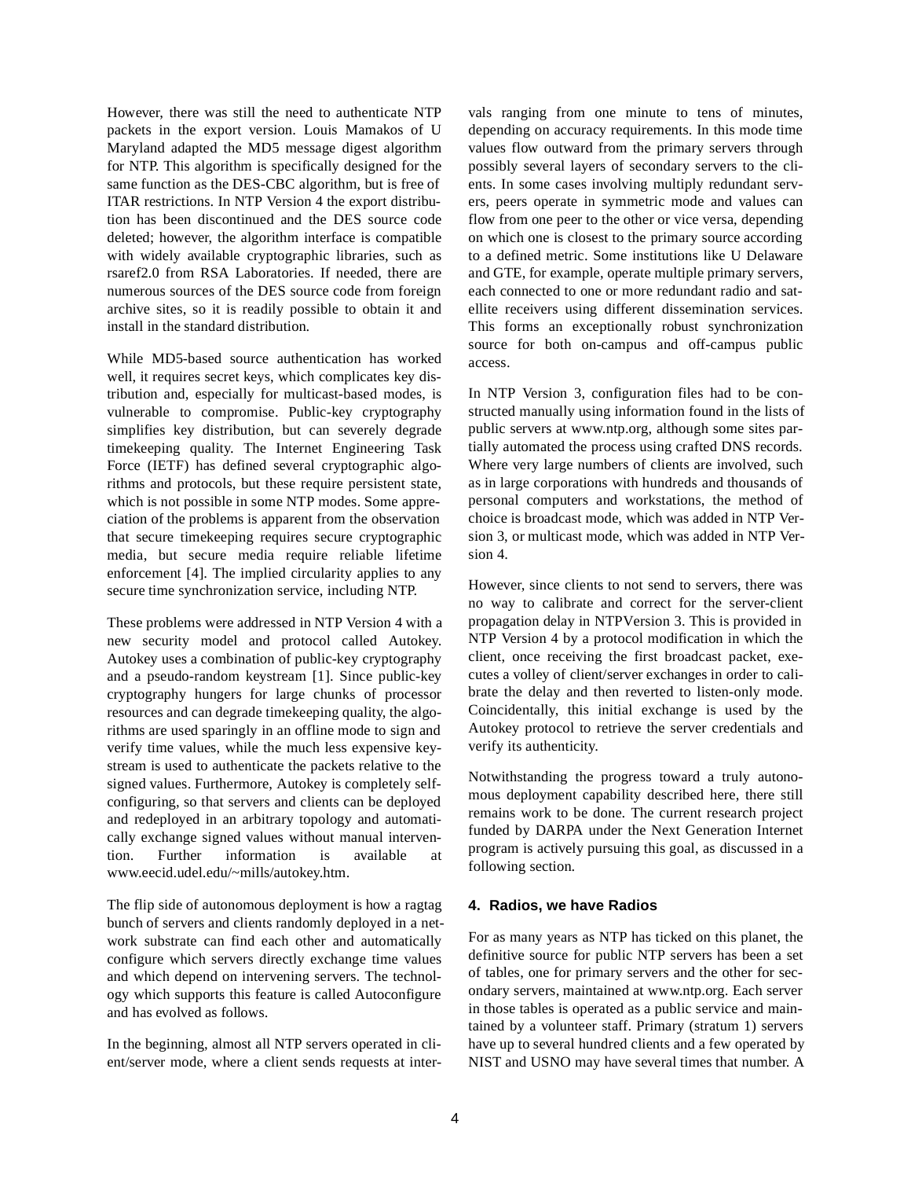However, there was still the need to authenticate NTP packets in the export version. Louis Mamakos of U Maryland adapted the MD5 message digest algorithm for NTP. This algorithm is specifically designed for the same function as the DES-CBC algorithm, but is free of ITAR restrictions. In NTP Version 4 the export distribution has been discontinued and the DES source code deleted; however, the algorithm interface is compatible with widely available cryptographic libraries, such as rsaref2.0 from RSA Laboratories. If needed, there are numerous sources of the DES source code from foreign archive sites, so it is readily possible to obtain it and install in the standard distribution.

While MD5-based source authentication has worked well, it requires secret keys, which complicates key distribution and, especially for multicast-based modes, is vulnerable to compromise. Public-key cryptography simplifies key distribution, but can severely degrade timekeeping quality. The Internet Engineering Task Force (IETF) has defined several cryptographic algorithms and protocols, but these require persistent state, which is not possible in some NTP modes. Some appreciation of the problems is apparent from the observation that secure timekeeping requires secure cryptographic media, but secure media require reliable lifetime enforcement [4]. The implied circularity applies to any secure time synchronization service, including NTP.

These problems were addressed in NTP Version 4 with a new security model and protocol called Autokey. Autokey uses a combination of public-key cryptography and a pseudo-random keystream [1]. Since public-key cryptography hungers for large chunks of processor resources and can degrade timekeeping quality, the algorithms are used sparingly in an offline mode to sign and verify time values, while the much less expensive keystream is used to authenticate the packets relative to the signed values. Furthermore, Autokey is completely self-configuring, so that servers and clients can be deployed and redeployed in an arbitrary topology and automatically exchange signed values without manual intervention. Further information is available at www.eecid.udel.edu/~mills/autokey.htm.

The flip side of autonomous deployment is how a ragtag bunch of servers and clients randomly deployed in a network substrate can find each other and automatically configure which servers directly exchange time values and which depend on intervening servers. The technology which supports this feature is called Autoconfigure and has evolved as follows.

In the beginning, almost all NTP servers operated in client/server mode, where a client sends requests at intervals ranging from one minute to tens of minutes, depending on accuracy requirements. In this mode time values flow outward from the primary servers through possibly several layers of secondary servers to the clients. In some cases involving multiply redundant servers, peers operate in symmetric mode and values can flow from one peer to the other or vice versa, depending on which one is closest to the primary source according to a defined metric. Some institutions like U Delaware and GTE, for example, operate multiple primary servers, each connected to one or more redundant radio and satellite receivers using different dissemination services. This forms an exceptionally robust synchronization source for both on-campus and off-campus public access.

In NTP Version 3, configuration files had to be constructed manually using information found in the lists of public servers at www.ntp.org, although some sites partially automated the process using crafted DNS records. Where very large numbers of clients are involved, such as in large corporations with hundreds and thousands of personal computers and workstations, the method of choice is broadcast mode, which was added in NTP Version 3, or multicast mode, which was added in NTP Version 4.

However, since clients to not send to servers, there was no way to calibrate and correct for the server-client propagation delay in NTPVersion 3. This is provided in NTP Version 4 by a protocol modification in which the client, once receiving the first broadcast packet, executes a volley of client/server exchanges in order to calibrate the delay and then reverted to listen-only mode. Coincidentally, this initial exchange is used by the Autokey protocol to retrieve the server credentials and verify its authenticity.

Notwithstanding the progress toward a truly autonomous deployment capability described here, there still remains work to be done. The current research project funded by DARPA under the Next Generation Internet program is actively pursuing this goal, as discussed in a following section.

## 4. Radios, we have Radios

For as many years as NTP has ticked on this planet, the definitive source for public NTP servers has been a set of tables, one for primary servers and the other for secondary servers, maintained at www.ntp.org. Each server in those tables is operated as a public service and maintained by a volunteer staff. Primary (stratum 1) servers have up to several hundred clients and a few operated by NIST and USNO may have several times that number. A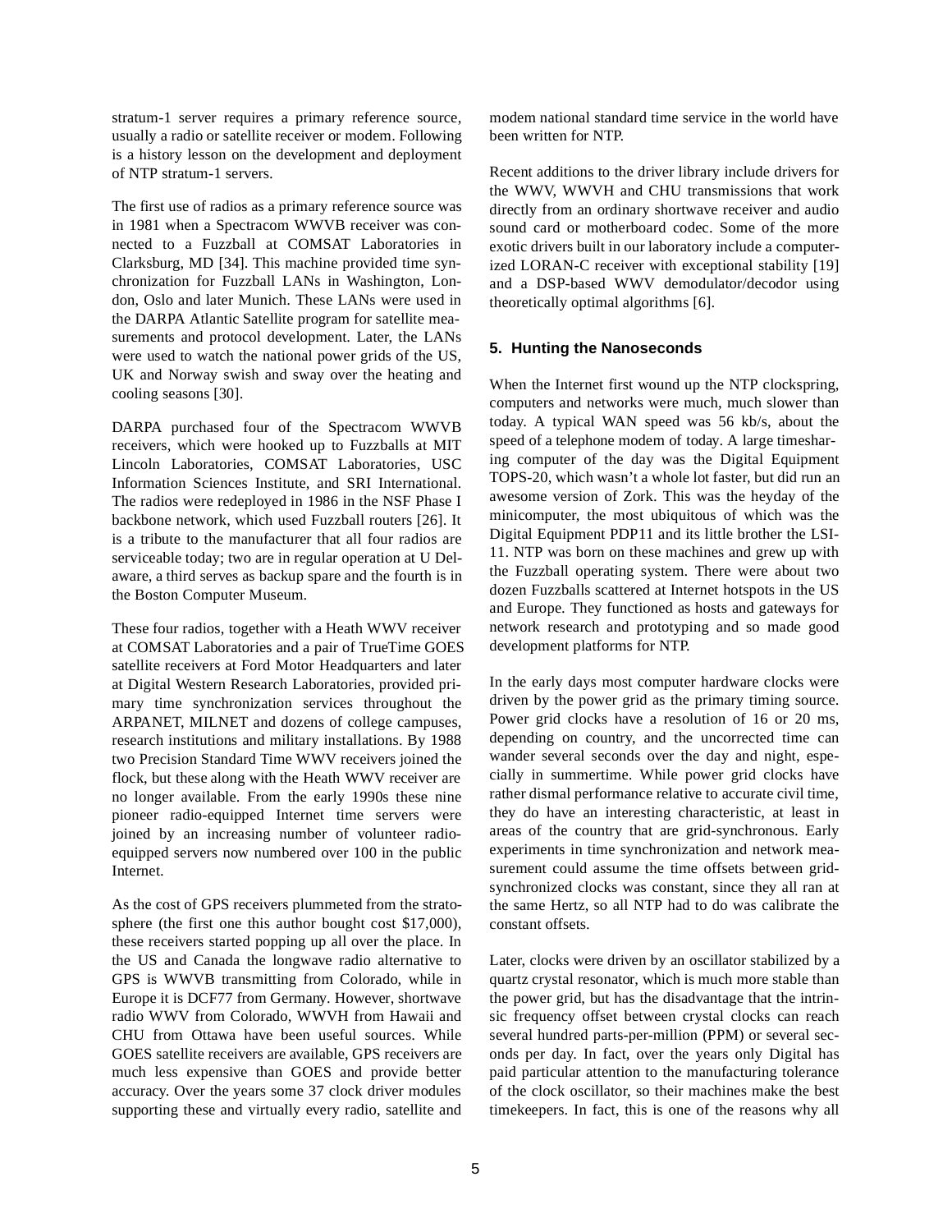stratum-1 server requires a primary reference source, usually a radio or satellite receiver or modem. Following is a history lesson on the development and deployment of NTP stratum-1 servers.

The first use of radios as a primary reference source was in 1981 when a Spectracom WWVB receiver was connected to a Fuzzball at COMSAT Laboratories in Clarksburg, MD [34]. This machine provided time synchronization for Fuzzball LANs in Washington, London, Oslo and later Munich. These LANs were used in the DARPA Atlantic Satellite program for satellite measurements and protocol development. Later, the LANs were used to watch the national power grids of the US, UK and Norway swish and sway over the heating and cooling seasons [30].

DARPA purchased four of the Spectracom WWVB receivers, which were hooked up to Fuzzballs at MIT Lincoln Laboratories, COMSAT Laboratories, USC Information Sciences Institute, and SRI International. The radios were redeployed in 1986 in the NSF Phase I backbone network, which used Fuzzball routers [26]. It is a tribute to the manufacturer that all four radios are serviceable today; two are in regular operation at U Delaware, a third serves as backup spare and the fourth is in the Boston Computer Museum.

These four radios, together with a Heath WWV receiver at COMSAT Laboratories and a pair of TrueTime GOES satellite receivers at Ford Motor Headquarters and later at Digital Western Research Laboratories, provided primary time synchronization services throughout the ARPANET, MILNET and dozens of college campuses, research institutions and military installations. By 1988 two Precision Standard Time WWV receivers joined the flock, but these along with the Heath WWV receiver are no longer available. From the early 1990s these nine pioneer radio-equipped Internet time servers were joined by an increasing number of volunteer radio-equipped servers now numbered over 100 in the public Internet.

As the cost of GPS receivers plummeted from the stratosphere (the first one this author bought cost $17,000), these receivers started popping up all over the place. In the US and Canada the longwave radio alternative to GPS is WWVB transmitting from Colorado, while in Europe it is DCF77 from Germany. However, shortwave radio WWV from Colorado, WWVH from Hawaii and CHU from Ottawa have been useful sources. While GOES satellite receivers are available, GPS receivers are much less expensive than GOES and provide better accuracy. Over the years some 37 clock driver modules supporting these and virtually every radio, satellite and modem national standard time service in the world have been written for NTP.

Recent additions to the driver library include drivers for the WWV, WWVH and CHU transmissions that work directly from an ordinary shortwave receiver and audio sound card or motherboard codec. Some of the more exotic drivers built in our laboratory include a computerized LORAN-C receiver with exceptional stability [19] and a DSP-based WWV demodulator/decodor using theoretically optimal algorithms [6].

## 5. Hunting the Nanoseconds

When the Internet first wound up the NTP clockspring, computers and networks were much, much slower than today. A typical WAN speed was 56 kb/s, about the speed of a telephone modem of today. A large timesharing computer of the day was the Digital Equipment TOPS-20, which wasn't a whole lot faster, but did run an awesome version of Zork. This was the heyday of the minicomputer, the most ubiquitous of which was the Digital Equipment PDP11 and its little brother the LSI-11. NTP was born on these machines and grew up with the Fuzzball operating system. There were about two dozen Fuzzballs scattered at Internet hotspots in the US and Europe. They functioned as hosts and gateways for network research and prototyping and so made good development platforms for NTP.

In the early days most computer hardware clocks were driven by the power grid as the primary timing source. Power grid clocks have a resolution of 16 or 20 ms, depending on country, and the uncorrected time can wander several seconds over the day and night, especially in summertime. While power grid clocks have rather dismal performance relative to accurate civil time, they do have an interesting characteristic, at least in areas of the country that are grid-synchronous. Early experiments in time synchronization and network measurement could assume the time offsets between grid-synchronized clocks was constant, since they all ran at the same Hertz, so all NTP had to do was calibrate the constant offsets.

Later, clocks were driven by an oscillator stabilized by a quartz crystal resonator, which is much more stable than the power grid, but has the disadvantage that the intrinsic frequency offset between crystal clocks can reach several hundred parts-per-million (PPM) or several seconds per day. In fact, over the years only Digital has paid particular attention to the manufacturing tolerance of the clock oscillator, so their machines make the best timekeepers. In fact, this is one of the reasons why all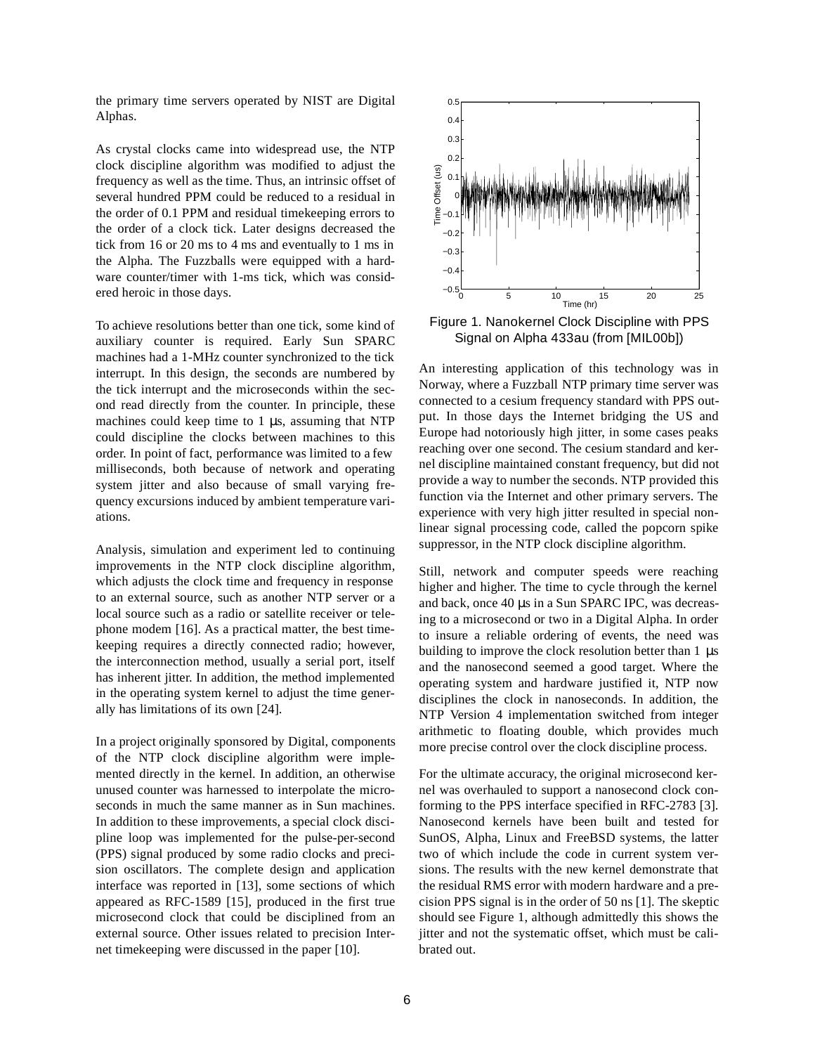the primary time servers operated by NIST are Digital Alphas.

As crystal clocks came into widespread use, the NTP clock discipline algorithm was modified to adjust the frequency as well as the time. Thus, an intrinsic offset of several hundred PPM could be reduced to a residual in the order of 0.1 PPM and residual timekeeping errors to the order of a clock tick. Later designs decreased the tick from 16 or 20 ms to 4 ms and eventually to 1 ms in the Alpha. The Fuzzballs were equipped with a hardware counter/timer with 1-ms tick, which was considered heroic in those days.

To achieve resolutions better than one tick, some kind of auxiliary counter is required. Early Sun SPARC machines had a 1-MHz counter synchronized to the tick interrupt. In this design, the seconds are numbered by the tick interrupt and the microseconds within the second read directly from the counter. In principle, these machines could keep time to 1 μs, assuming that NTP could discipline the clocks between machines to this order. In point of fact, performance was limited to a few milliseconds, both because of network and operating system jitter and also because of small varying frequency excursions induced by ambient temperature variations.

Analysis, simulation and experiment led to continuing improvements in the NTP clock discipline algorithm, which adjusts the clock time and frequency in response to an external source, such as another NTP server or a local source such as a radio or satellite receiver or telephone modem [16]. As a practical matter, the best timekeeping requires a directly connected radio; however, the interconnection method, usually a serial port, itself has inherent jitter. In addition, the method implemented in the operating system kernel to adjust the time generally has limitations of its own [24].

In a project originally sponsored by Digital, components of the NTP clock discipline algorithm were implemented directly in the kernel. In addition, an otherwise unused counter was harnessed to interpolate the microseconds in much the same manner as in Sun machines. In addition to these improvements, a special clock discipline loop was implemented for the pulse-per-second (PPS) signal produced by some radio clocks and precision oscillators. The complete design and application interface was reported in [13], some sections of which appeared as RFC-1589 [15], produced in the first true microsecond clock that could be disciplined from an external source. Other issues related to precision Internet timekeeping were discussed in the paper [10].

Figure 1. Nanokernel Clock Discipline with PPS Signal on Alpha 433au (from [MIL00b])

An interesting application of this technology was in Norway, where a Fuzzball NTP primary time server was connected to a cesium frequency standard with PPS output. In those days the Internet bridging the US and Europe had notoriously high jitter, in some cases peaks reaching over one second. The cesium standard and kernel discipline maintained constant frequency, but did not provide a way to number the seconds. NTP provided this function via the Internet and other primary servers. The experience with very high jitter resulted in special nonlinear signal processing code, called the popcorn spike suppressor, in the NTP clock discipline algorithm.

Still, network and computer speeds were reaching higher and higher. The time to cycle through the kernel and back, once 40 μs in a Sun SPARC IPC, was decreasing to a microsecond or two in a Digital Alpha. In order to insure a reliable ordering of events, the need was building to improve the clock resolution better than 1 μs and the nanosecond seemed a good target. Where the operating system and hardware justified it, NTP now disciplines the clock in nanoseconds. In addition, the NTP Version 4 implementation switched from integer arithmetic to floating double, which provides much more precise control over the clock discipline process.

For the ultimate accuracy, the original microsecond kernel was overhauled to support a nanosecond clock conforming to the PPS interface specified in RFC-2783 [3]. Nanosecond kernels have been built and tested for SunOS, Alpha, Linux and FreeBSD systems, the latter two of which include the code in current system versions. The results with the new kernel demonstrate that the residual RMS error with modern hardware and a precision PPS signal is in the order of 50 ns [1]. The skeptic should see Figure 1, although admittedly this shows the jitter and not the systematic offset, which must be calibrated out.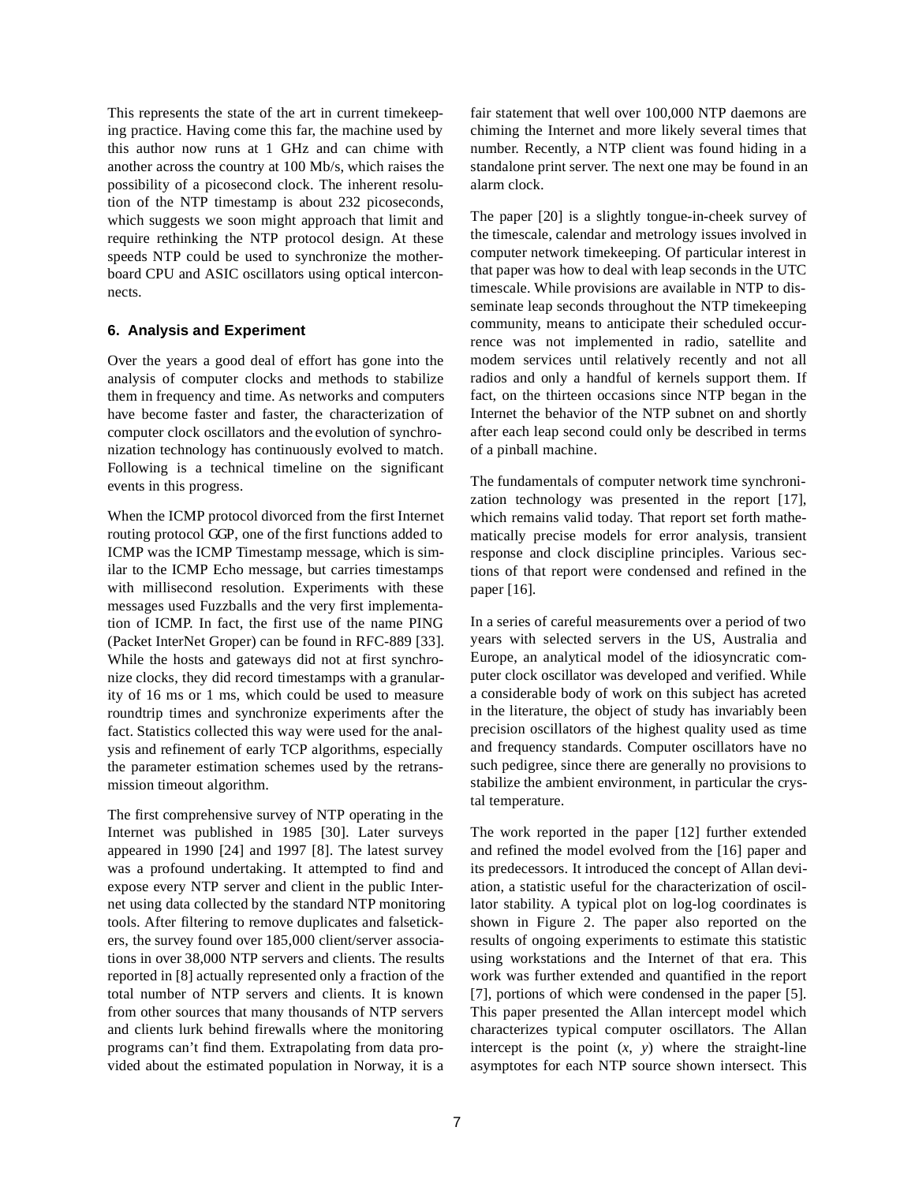This represents the state of the art in current timekeeping practice. Having come this far, the machine used by this author now runs at 1 GHz and can chime with another across the country at 100 Mb/s, which raises the possibility of a picosecond clock. The inherent resolution of the NTP timestamp is about 232 picoseconds, which suggests we soon might approach that limit and require rethinking the NTP protocol design. At these speeds NTP could be used to synchronize the motherboard CPU and ASIC oscillators using optical interconnects.

## 6. Analysis and Experiment

Over the years a good deal of effort has gone into the analysis of computer clocks and methods to stabilize them in frequency and time. As networks and computers have become faster and faster, the characterization of computer clock oscillators and the evolution of synchronization technology has continuously evolved to match. Following is a technical timeline on the significant events in this progress.

When the ICMP protocol divorced from the first Internet routing protocol GGP, one of the first functions added to ICMP was the ICMP Timestamp message, which is similar to the ICMP Echo message, but carries timestamps with millisecond resolution. Experiments with these messages used Fuzzballs and the very first implementation of ICMP. In fact, the first use of the name PING (Packet InterNet Groper) can be found in RFC-889 [33]. While the hosts and gateways did not at first synchronize clocks, they did record timestamps with a granularity of 16 ms or 1 ms, which could be used to measure roundtrip times and synchronize experiments after the fact. Statistics collected this way were used for the analysis and refinement of early TCP algorithms, especially the parameter estimation schemes used by the retransmission timeout algorithm.

The first comprehensive survey of NTP operating in the Internet was published in 1985 [30]. Later surveys appeared in 1990 [24] and 1997 [8]. The latest survey was a profound undertaking. It attempted to find and expose every NTP server and client in the public Internet using data collected by the standard NTP monitoring tools. After filtering to remove duplicates and falsetickers, the survey found over 185,000 client/server associations in over 38,000 NTP servers and clients. The results reported in [8] actually represented only a fraction of the total number of NTP servers and clients. It is known from other sources that many thousands of NTP servers and clients lurk behind firewalls where the monitoring programs can't find them. Extrapolating from data provided about the estimated population in Norway, it is a fair statement that well over 100,000 NTP daemons are chiming the Internet and more likely several times that number. Recently, a NTP client was found hiding in a standalone print server. The next one may be found in an alarm clock.

The paper [20] is a slightly tongue-in-cheek survey of the timescale, calendar and metrology issues involved in computer network timekeeping. Of particular interest in that paper was how to deal with leap seconds in the UTC timescale. While provisions are available in NTP to disseminate leap seconds throughout the NTP timekeeping community, means to anticipate their scheduled occurrence was not implemented in radio, satellite and modem services until relatively recently and not all radios and only a handful of kernels support them. If fact, on the thirteen occasions since NTP began in the Internet the behavior of the NTP subnet on and shortly after each leap second could only be described in terms of a pinball machine.

The fundamentals of computer network time synchronization technology was presented in the report [17], which remains valid today. That report set forth mathematically precise models for error analysis, transient response and clock discipline principles. Various sections of that report were condensed and refined in the paper [16].

In a series of careful measurements over a period of two years with selected servers in the US, Australia and Europe, an analytical model of the idiosyncratic computer clock oscillator was developed and verified. While a considerable body of work on this subject has acreted in the literature, the object of study has invariably been precision oscillators of the highest quality used as time and frequency standards. Computer oscillators have no such pedigree, since there are generally no provisions to stabilize the ambient environment, in particular the crystal temperature.

The work reported in the paper [12] further extended and refined the model evolved from the [16] paper and its predecessors. It introduced the concept of Allan deviation, a statistic useful for the characterization of oscillator stability. A typical plot on log-log coordinates is shown in Figure 2. The paper also reported on the results of ongoing experiments to estimate this statistic using workstations and the Internet of that era. This work was further extended and quantified in the report [7], portions of which were condensed in the paper [5]. This paper presented the Allan intercept model which characterizes typical computer oscillators. The Allan intercept is the point ($x$, $y$) where the straight-line asymptotes for each NTP source shown intersect. This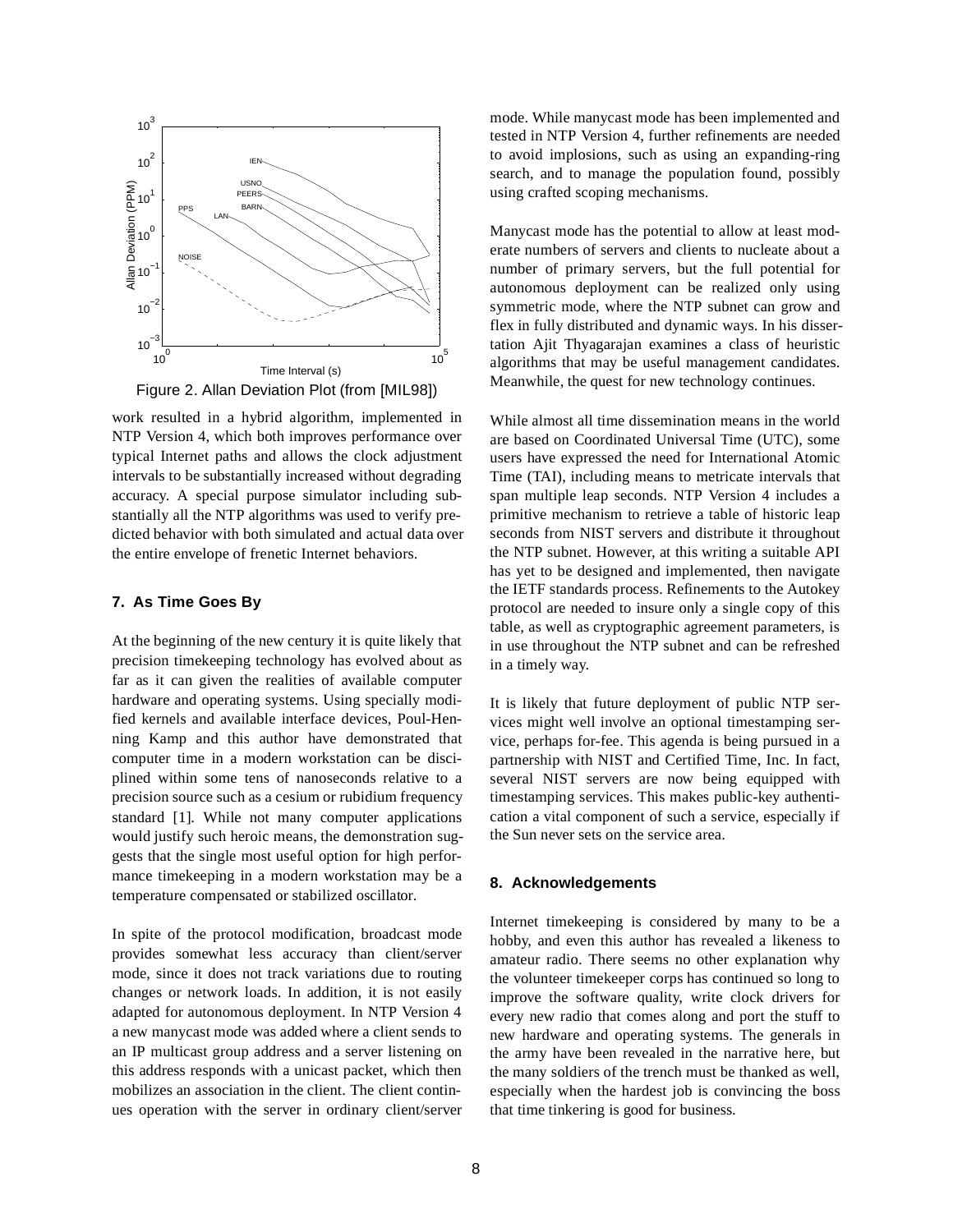Figure 2. Allan Deviation Plot (from [MIL98])

work resulted in a hybrid algorithm, implemented in NTP Version 4, which both improves performance over typical Internet paths and allows the clock adjustment intervals to be substantially increased without degrading accuracy. A special purpose simulator including substantially all the NTP algorithms was used to verify predicted behavior with both simulated and actual data over the entire envelope of frenetic Internet behaviors.

## 7. As Time Goes By

At the beginning of the new century it is quite likely that precision timekeeping technology has evolved about as far as it can given the realities of available computer hardware and operating systems. Using specially modified kernels and available interface devices, Poul-Henning Kamp and this author have demonstrated that computer time in a modern workstation can be disciplined within some tens of nanoseconds relative to a precision source such as a cesium or rubidium frequency standard [1]. While not many computer applications would justify such heroic means, the demonstration suggests that the single most useful option for high performance timekeeping in a modern workstation may be a temperature compensated or stabilized oscillator.

In spite of the protocol modification, broadcast mode provides somewhat less accuracy than client/server mode, since it does not track variations due to routing changes or network loads. In addition, it is not easily adapted for autonomous deployment. In NTP Version 4 a new manycast mode was added where a client sends to an IP multicast group address and a server listening on this address responds with a unicast packet, which then mobilizes an association in the client. The client continues operation with the server in ordinary client/server mode. While manycast mode has been implemented and tested in NTP Version 4, further refinements are needed to avoid implosions, such as using an expanding-ring search, and to manage the population found, possibly using crafted scoping mechanisms.

Manycast mode has the potential to allow at least moderate numbers of servers and clients to nucleate about a number of primary servers, but the full potential for autonomous deployment can be realized only using symmetric mode, where the NTP subnet can grow and flex in fully distributed and dynamic ways. In his dissertation Ajit Thyagarajan examines a class of heuristic algorithms that may be useful management candidates. Meanwhile, the quest for new technology continues.

While almost all time dissemination means in the world are based on Coordinated Universal Time (UTC), some users have expressed the need for International Atomic Time (TAI), including means to metricate intervals that span multiple leap seconds. NTP Version 4 includes a primitive mechanism to retrieve a table of historic leap seconds from NIST servers and distribute it throughout the NTP subnet. However, at this writing a suitable API has yet to be designed and implemented, then navigate the IETF standards process. Refinements to the Autokey protocol are needed to insure only a single copy of this table, as well as cryptographic agreement parameters, is in use throughout the NTP subnet and can be refreshed in a timely way.

It is likely that future deployment of public NTP services might well involve an optional timestamping service, perhaps for-fee. This agenda is being pursued in a partnership with NIST and Certified Time, Inc. In fact, several NIST servers are now being equipped with timestamping services. This makes public-key authentication a vital component of such a service, especially if the Sun never sets on the service area.

## 8. Acknowledgements

Internet timekeeping is considered by many to be a hobby, and even this author has revealed a likeness to amateur radio. There seems no other explanation why the volunteer timekeeper corps has continued so long to improve the software quality, write clock drivers for every new radio that comes along and port the stuff to new hardware and operating systems. The generals in the army have been revealed in the narrative here, but the many soldiers of the trench must be thanked as well, especially when the hardest job is convincing the boss that time tinkering is good for business.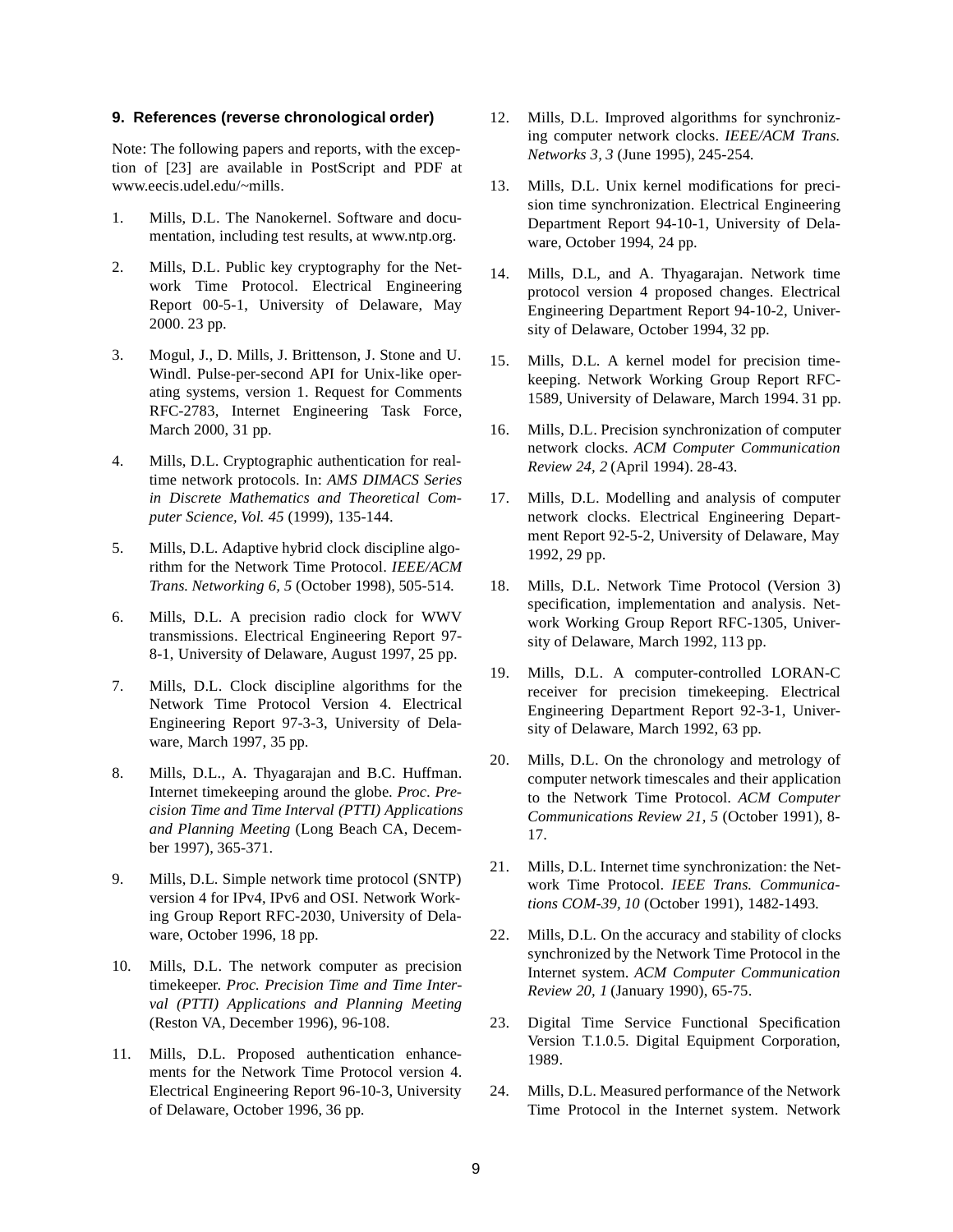## 9. References (reverse chronological order)

Note: The following papers and reports, with the exception of [23] are available in PostScript and PDF at www.eecis.udel.edu/~mills.

1. Mills, D.L. The Nanokernel. Software and documentation, including test results, at www.ntp.org.

2. Mills, D.L. Public key cryptography for the Network Time Protocol. Electrical Engineering Report 00-5-1, University of Delaware, May 2000. 23 pp.

3. Mogul, J., D. Mills, J. Brittenson, J. Stone and U. Windl. Pulse-per-second API for Unix-like operating systems, version 1. Request for Comments RFC-2783, Internet Engineering Task Force, March 2000, 31 pp.

4. Mills, D.L. Cryptographic authentication for real-time network protocols. In: *AMS DIMACS Series in Discrete Mathematics and Theoretical Computer Science, Vol. 45* (1999), 135-144.

5. Mills, D.L. Adaptive hybrid clock discipline algorithm for the Network Time Protocol. *IEEE/ACM Trans. Networking 6, 5* (October 1998), 505-514.

6. Mills, D.L. A precision radio clock for WWV transmissions. Electrical Engineering Report 97-8-1, University of Delaware, August 1997, 25 pp.

7. Mills, D.L. Clock discipline algorithms for the Network Time Protocol Version 4. Electrical Engineering Report 97-3-3, University of Delaware, March 1997, 35 pp.

8. Mills, D.L., A. Thyagarajan and B.C. Huffman. Internet timekeeping around the globe. *Proc. Precision Time and Time Interval (PTTI) Applications and Planning Meeting* (Long Beach CA, December 1997), 365-371.

9. Mills, D.L. Simple network time protocol (SNTP) version 4 for IPv4, IPv6 and OSI. Network Working Group Report RFC-2030, University of Delaware, October 1996, 18 pp.

10. Mills, D.L. The network computer as precision timekeeper. *Proc. Precision Time and Time Interval (PTTI) Applications and Planning Meeting* (Reston VA, December 1996), 96-108.

11. Mills, D.L. Proposed authentication enhancements for the Network Time Protocol version 4. Electrical Engineering Report 96-10-3, University of Delaware, October 1996, 36 pp.

12. Mills, D.L. Improved algorithms for synchronizing computer network clocks. *IEEE/ACM Trans. Networks 3, 3* (June 1995), 245-254.

13. Mills, D.L. Unix kernel modifications for precision time synchronization. Electrical Engineering Department Report 94-10-1, University of Delaware, October 1994, 24 pp.

14. Mills, D.L, and A. Thyagarajan. Network time protocol version 4 proposed changes. Electrical Engineering Department Report 94-10-2, University of Delaware, October 1994, 32 pp.

15. Mills, D.L. A kernel model for precision timekeeping. Network Working Group Report RFC-1589, University of Delaware, March 1994. 31 pp.

16. Mills, D.L. Precision synchronization of computer network clocks. *ACM Computer Communication Review 24, 2* (April 1994). 28-43.

17. Mills, D.L. Modelling and analysis of computer network clocks. Electrical Engineering Department Report 92-5-2, University of Delaware, May 1992, 29 pp.

18. Mills, D.L. Network Time Protocol (Version 3) specification, implementation and analysis. Network Working Group Report RFC-1305, University of Delaware, March 1992, 113 pp.

19. Mills, D.L. A computer-controlled LORAN-C receiver for precision timekeeping. Electrical Engineering Department Report 92-3-1, University of Delaware, March 1992, 63 pp.

20. Mills, D.L. On the chronology and metrology of computer network timescales and their application to the Network Time Protocol. *ACM Computer Communications Review 21, 5* (October 1991), 8-17.

21. Mills, D.L. Internet time synchronization: the Network Time Protocol. *IEEE Trans. Communications COM-39, 10* (October 1991), 1482-1493.

22. Mills, D.L. On the accuracy and stability of clocks synchronized by the Network Time Protocol in the Internet system. *ACM Computer Communication Review 20, 1* (January 1990), 65-75.

23. Digital Time Service Functional Specification Version T.1.0.5. Digital Equipment Corporation, 1989.

24. Mills, D.L. Measured performance of the Network Time Protocol in the Internet system. Network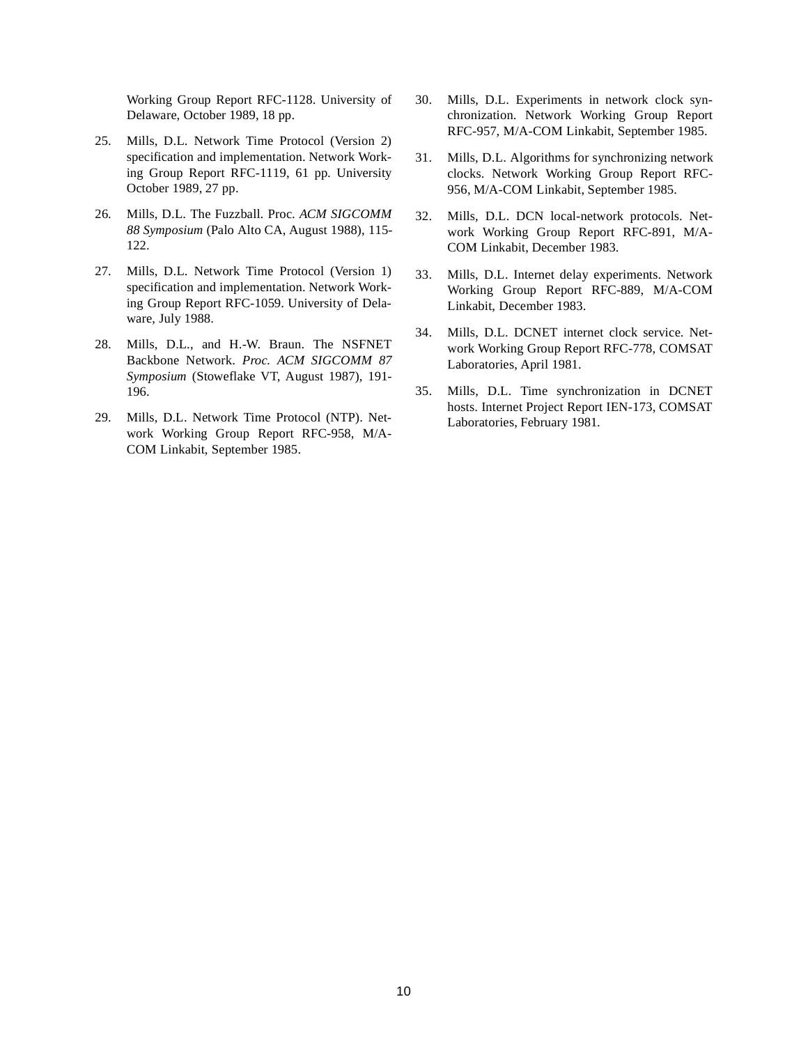Working Group Report RFC-1128. University of Delaware, October 1989, 18 pp.

25. Mills, D.L. Network Time Protocol (Version 2) specification and implementation. Network Working Group Report RFC-1119, 61 pp. University October 1989, 27 pp.

26. Mills, D.L. The Fuzzball. Proc. *ACM SIGCOMM 88 Symposium* (Palo Alto CA, August 1988), 115-122.

27. Mills, D.L. Network Time Protocol (Version 1) specification and implementation. Network Working Group Report RFC-1059. University of Delaware, July 1988.

28. Mills, D.L., and H.-W. Braun. The NSFNET Backbone Network. *Proc. ACM SIGCOMM 87 Symposium* (Stoweflake VT, August 1987), 191-196.

29. Mills, D.L. Network Time Protocol (NTP). Network Working Group Report RFC-958, M/A-COM Linkabit, September 1985.

30. Mills, D.L. Experiments in network clock synchronization. Network Working Group Report RFC-957, M/A-COM Linkabit, September 1985.

31. Mills, D.L. Algorithms for synchronizing network clocks. Network Working Group Report RFC-956, M/A-COM Linkabit, September 1985.

32. Mills, D.L. DCN local-network protocols. Network Working Group Report RFC-891, M/A-COM Linkabit, December 1983.

33. Mills, D.L. Internet delay experiments. Network Working Group Report RFC-889, M/A-COM Linkabit, December 1983.

34. Mills, D.L. DCNET internet clock service. Network Working Group Report RFC-778, COMSAT Laboratories, April 1981.

35. Mills, D.L. Time synchronization in DCNET hosts. Internet Project Report IEN-173, COMSAT Laboratories, February 1981.